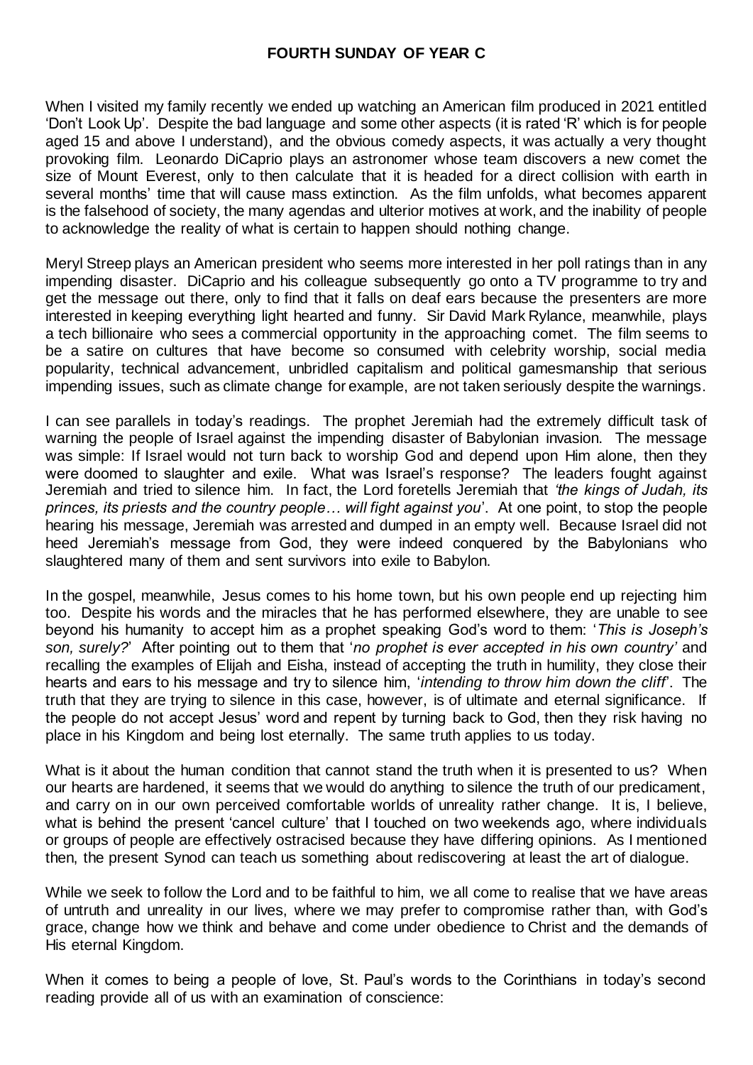**FOURTH SUNDAY OF YEAR C**

When I visited my family recently we ended up watching an American film produced in 2021 entitled 'Don't Look Up'. Despite the bad language and some other aspects (it is rated 'R' which is for people aged 15 and above I understand), and the obvious comedy aspects, it was actually a very thought provoking film. Leonardo DiCaprio plays an astronomer whose team discovers a new comet the size of Mount Everest, only to then calculate that it is headed for a direct collision with earth in several months' time that will cause mass extinction. As the film unfolds, what becomes apparent is the falsehood of society, the many agendas and ulterior motives at work, and the inability of people to acknowledge the reality of what is certain to happen should nothing change.

Meryl Streep plays an American president who seems more interested in her poll ratings than in any impending disaster. DiCaprio and his colleague subsequently go onto a TV programme to try and get the message out there, only to find that it falls on deaf ears because the presenters are more interested in keeping everything light hearted and funny. Sir David Mark Rylance, meanwhile, plays a tech billionaire who sees a commercial opportunity in the approaching comet. The film seems to be a satire on cultures that have become so consumed with celebrity worship, social media popularity, technical advancement, unbridled capitalism and political gamesmanship that serious impending issues, such as climate change for example, are not taken seriously despite the warnings.

I can see parallels in today's readings. The prophet Jeremiah had the extremely difficult task of warning the people of Israel against the impending disaster of Babylonian invasion. The message was simple: If Israel would not turn back to worship God and depend upon Him alone, then they were doomed to slaughter and exile. What was Israel's response? The leaders fought against Jeremiah and tried to silence him. In fact, the Lord foretells Jeremiah that *'the kings of Judah, its princes, its priests and the country people… will fight against you*'. At one point, to stop the people hearing his message, Jeremiah was arrested and dumped in an empty well. Because Israel did not heed Jeremiah's message from God, they were indeed conquered by the Babylonians who slaughtered many of them and sent survivors into exile to Babylon.

In the gospel, meanwhile, Jesus comes to his home town, but his own people end up rejecting him too. Despite his words and the miracles that he has performed elsewhere, they are unable to see beyond his humanity to accept him as a prophet speaking God's word to them: '*This is Joseph's son, surely?*' After pointing out to them that '*no prophet is ever accepted in his own country'* and recalling the examples of Elijah and Eisha, instead of accepting the truth in humility, they close their hearts and ears to his message and try to silence him, '*intending to throw him down the cliff*'. The truth that they are trying to silence in this case, however, is of ultimate and eternal significance. If the people do not accept Jesus' word and repent by turning back to God, then they risk having no place in his Kingdom and being lost eternally. The same truth applies to us today.

What is it about the human condition that cannot stand the truth when it is presented to us? When our hearts are hardened, it seems that we would do anything to silence the truth of our predicament, and carry on in our own perceived comfortable worlds of unreality rather change. It is, I believe, what is behind the present 'cancel culture' that I touched on two weekends ago, where individuals or groups of people are effectively ostracised because they have differing opinions. As I mentioned then, the present Synod can teach us something about rediscovering at least the art of dialogue.

While we seek to follow the Lord and to be faithful to him, we all come to realise that we have areas of untruth and unreality in our lives, where we may prefer to compromise rather than, with God's grace, change how we think and behave and come under obedience to Christ and the demands of His eternal Kingdom.

When it comes to being a people of love, St. Paul's words to the Corinthians in today's second reading provide all of us with an examination of conscience: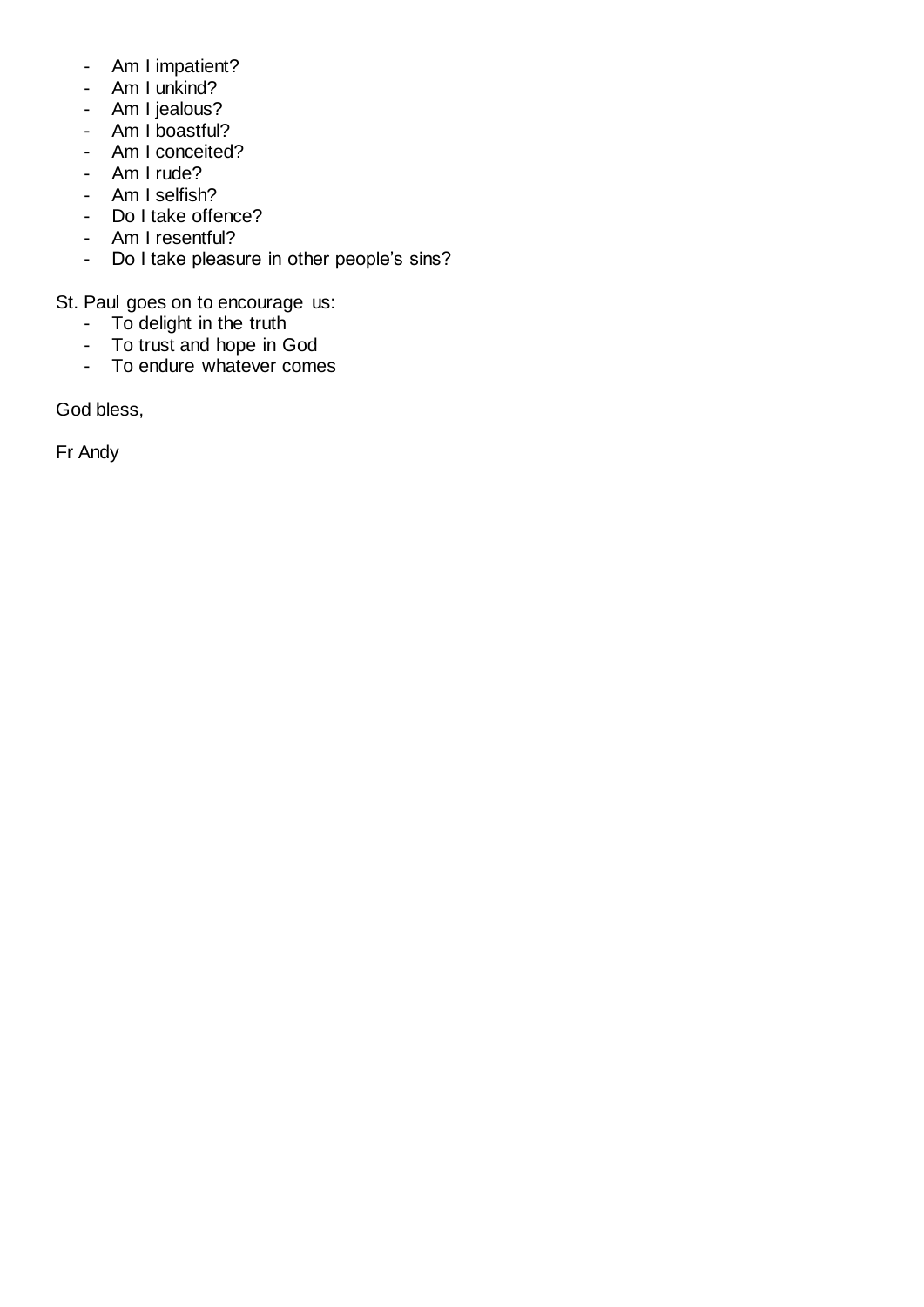- Am I impatient?
- Am I unkind?
- Am I jealous?
- Am I boastful?
- Am I conceited?
- Am I rude?
- Am I selfish?
- Do I take offence?
- Am I resentful?
- Do I take pleasure in other people's sins?

St. Paul goes on to encourage us:

- To delight in the truth
- To trust and hope in God
- To endure whatever comes

God bless,

Fr Andy